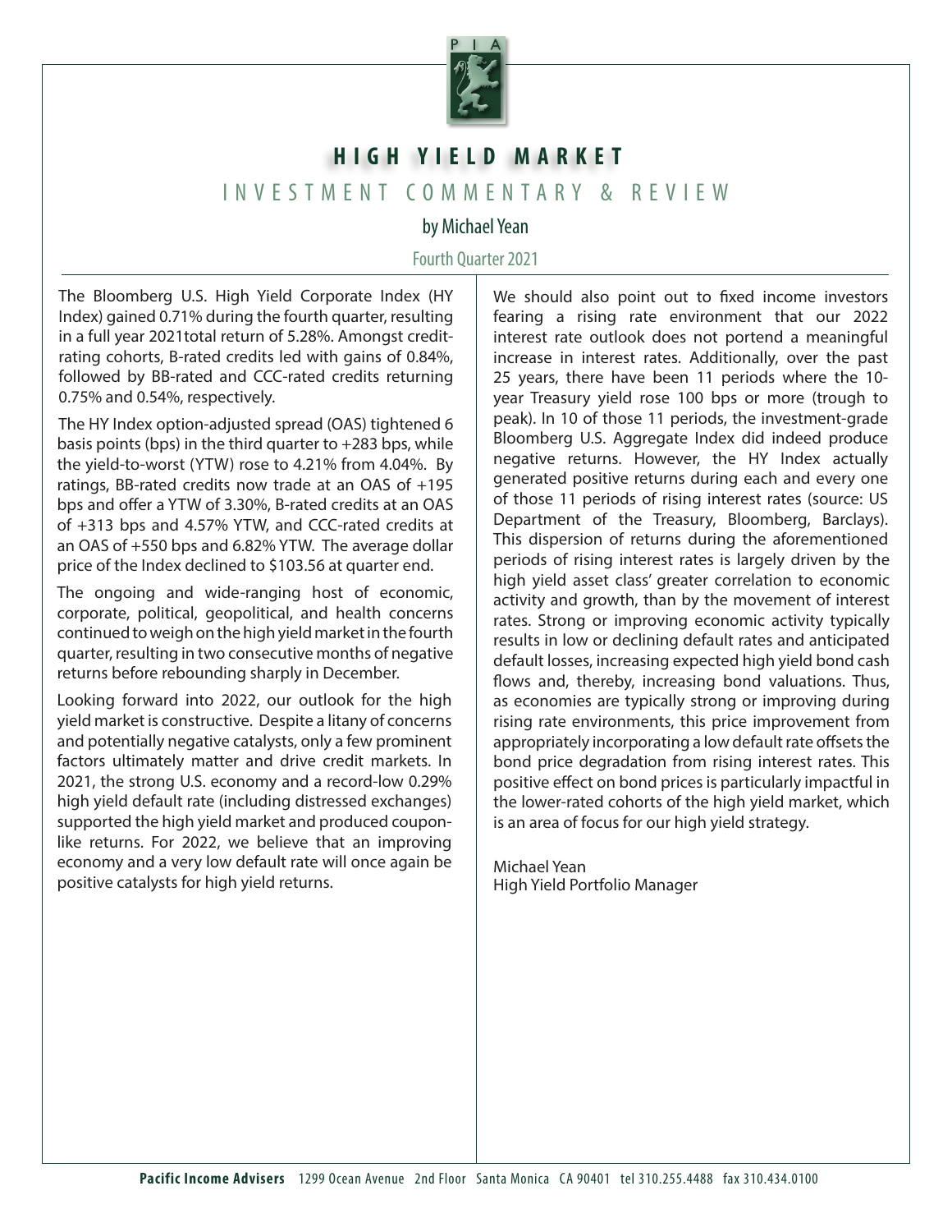# HIGH YIELD MARKET

## INVESTMENT COMMENTARY & REVIEW

by Michael Yean

Fourth Quarter 2021

The Bloomberg U.S. High Yield Corporate Index (HY Index) gained 0.71% during the fourth quarter, resulting in a full year 2021total return of 5.28%. Amongst credit-rating cohorts, B-rated credits led with gains of 0.84%, followed by BB-rated and CCC-rated credits returning 0.75% and 0.54%, respectively.

The HY Index option-adjusted spread (OAS) tightened 6 basis points (bps) in the third quarter to +283 bps, while the yield-to-worst (YTW) rose to 4.21% from 4.04%. By ratings, BB-rated credits now trade at an OAS of +195 bps and offer a YTW of 3.30%, B-rated credits at an OAS of +313 bps and 4.57% YTW, and CCC-rated credits at an OAS of +550 bps and 6.82% YTW. The average dollar price of the Index declined to $103.56 at quarter end.

The ongoing and wide-ranging host of economic, corporate, political, geopolitical, and health concerns continued to weigh on the high yield market in the fourth quarter, resulting in two consecutive months of negative returns before rebounding sharply in December.

Looking forward into 2022, our outlook for the high yield market is constructive. Despite a litany of concerns and potentially negative catalysts, only a few prominent factors ultimately matter and drive credit markets. In 2021, the strong U.S. economy and a record-low 0.29% high yield default rate (including distressed exchanges) supported the high yield market and produced coupon-like returns. For 2022, we believe that an improving economy and a very low default rate will once again be positive catalysts for high yield returns.

We should also point out to fixed income investors fearing a rising rate environment that our 2022 interest rate outlook does not portend a meaningful increase in interest rates. Additionally, over the past 25 years, there have been 11 periods where the 10-year Treasury yield rose 100 bps or more (trough to peak). In 10 of those 11 periods, the investment-grade Bloomberg U.S. Aggregate Index did indeed produce negative returns. However, the HY Index actually generated positive returns during each and every one of those 11 periods of rising interest rates (source: US Department of the Treasury, Bloomberg, Barclays). This dispersion of returns during the aforementioned periods of rising interest rates is largely driven by the high yield asset class' greater correlation to economic activity and growth, than by the movement of interest rates. Strong or improving economic activity typically results in low or declining default rates and anticipated default losses, increasing expected high yield bond cash flows and, thereby, increasing bond valuations. Thus, as economies are typically strong or improving during rising rate environments, this price improvement from appropriately incorporating a low default rate offsets the bond price degradation from rising interest rates. This positive effect on bond prices is particularly impactful in the lower-rated cohorts of the high yield market, which is an area of focus for our high yield strategy.

Michael Yean  
High Yield Portfolio Manager

**Pacific Income Advisers** 1299 Ocean Avenue 2nd Floor Santa Monica CA 90401 tel 310.255.4488 fax 310.434.0100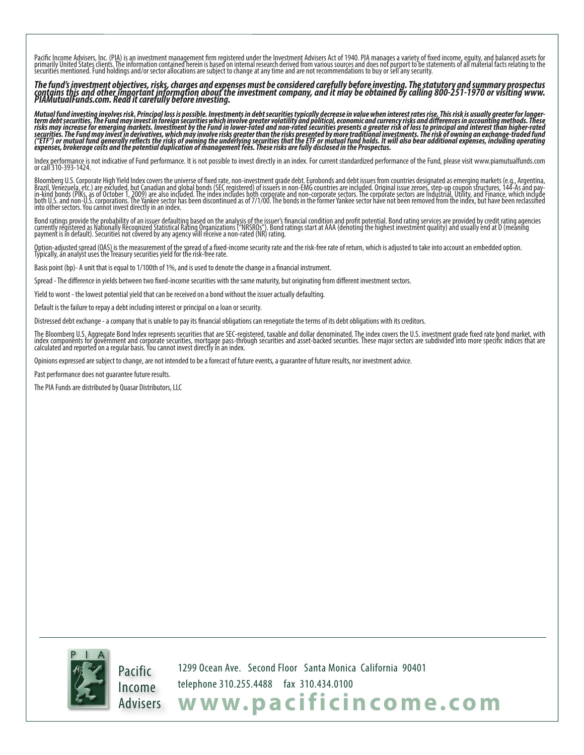Pacific Income Advisers, Inc. (PIA) is an investment management firm registered under the Investment Advisers Act of 1940. PIA manages a variety of fixed income, equity, and balanced assets for primarily United States clients. The information contained herein is based on internal research derived from various sources and does not purport to be statements of all material facts relating to the securities mentioned. Fund holdings and/or sector allocations are subject to change at any time and are not recommendations to buy or sell any security.

***The fund's investment objectives, risks, charges and expenses must be considered carefully before investing. The statutory and summary prospectus contains this and other important information about the investment company, and it may be obtained by calling 800-251-1970 or visiting www.PIAMutualFunds.com. Read it carefully before investing.***

***Mutual fund investing involves risk. Principal loss is possible. Investments in debt securities typically decrease in value when interest rates rise. This risk is usually greater for longer-term debt securities. The Fund may invest in foreign securities which involve greater volatility and political, economic and currency risks and differences in accounting methods. These risks may increase for emerging markets. Investment by the Fund in lower-rated and non-rated securities presents a greater risk of loss to principal and interest than higher-rated securities. The Fund may invest in derivatives, which may involve risks greater than the risks presented by more traditional investments. The risk of owning an exchange-traded fund ("ETF") or mutual fund generally reflects the risks of owning the underlying securities that the ETF or mutual fund holds. It will also bear additional expenses, including operating expenses, brokerage costs and the potential duplication of management fees. These risks are fully disclosed in the Prospectus.***

Index performance is not indicative of Fund performance. It is not possible to invest directly in an index. For current standardized performance of the Fund, please visit www.piamutualfunds.com or call 310-393-1424.

Bloomberg U.S. Corporate High Yield Index covers the universe of fixed rate, non-investment grade debt. Eurobonds and debt issues from countries designated as emerging markets (e.g., Argentina, Brazil, Venezuela, etc.) are excluded, but Canadian and global bonds (SEC registered) of issuers in non-EMG countries are included. Original issue zeroes, step-up coupon structures, 144-As and pay-in-kind bonds (PIKs, as of October 1, 2009) are also included. The index includes both corporate and non-corporate sectors. The corporate sectors are Industrial, Utility, and Finance, which include both U.S. and non-U.S. corporations. The Yankee sector has been discontinued as of 7/1/00. The bonds in the former Yankee sector have not been removed from the index, but have been reclassified into other sectors. You cannot invest directly in an index.

Bond ratings provide the probability of an issuer defaulting based on the analysis of the issuer's financial condition and profit potential. Bond rating services are provided by credit rating agencies currently registered as Nationally Recognized Statistical Rating Organizations ("NRSROs"). Bond ratings start at AAA (denoting the highest investment quality) and usually end at D (meaning payment is in default). Securities not covered by any agency will receive a non-rated (NR) rating.

Option-adjusted spread (OAS) is the measurement of the spread of a fixed-income security rate and the risk-free rate of return, which is adjusted to take into account an embedded option. Typically, an analyst uses the Treasury securities yield for the risk-free rate.

Basis point (bp)- A unit that is equal to 1/100th of 1%, and is used to denote the change in a financial instrument.

Spread - The difference in yields between two fixed-income securities with the same maturity, but originating from different investment sectors.

Yield to worst - the lowest potential yield that can be received on a bond without the issuer actually defaulting.

Default is the failure to repay a debt including interest or principal on a loan or security.

Distressed debt exchange - a company that is unable to pay its financial obligations can renegotiate the terms of its debt obligations with its creditors.

The Bloomberg U.S. Aggregate Bond Index represents securities that are SEC-registered, taxable and dollar denominated. The index covers the U.S. investment grade fixed rate bond market, with index components for government and corporate securities, mortgage pass-through securities and asset-backed securities. These major sectors are subdivided into more specific indices that are calculated and reported on a regular basis. You cannot invest directly in an index.

Opinions expressed are subject to change, are not intended to be a forecast of future events, a guarantee of future results, nor investment advice.

Past performance does not guarantee future results.

The PIA Funds are distributed by Quasar Distributors, LLC

P I A

Pacific Income Advisers

1299 Ocean Ave. Second Floor Santa Monica California 90401

telephone 310.255.4488 fax 310.434.0100

**www.pacificincome.com**